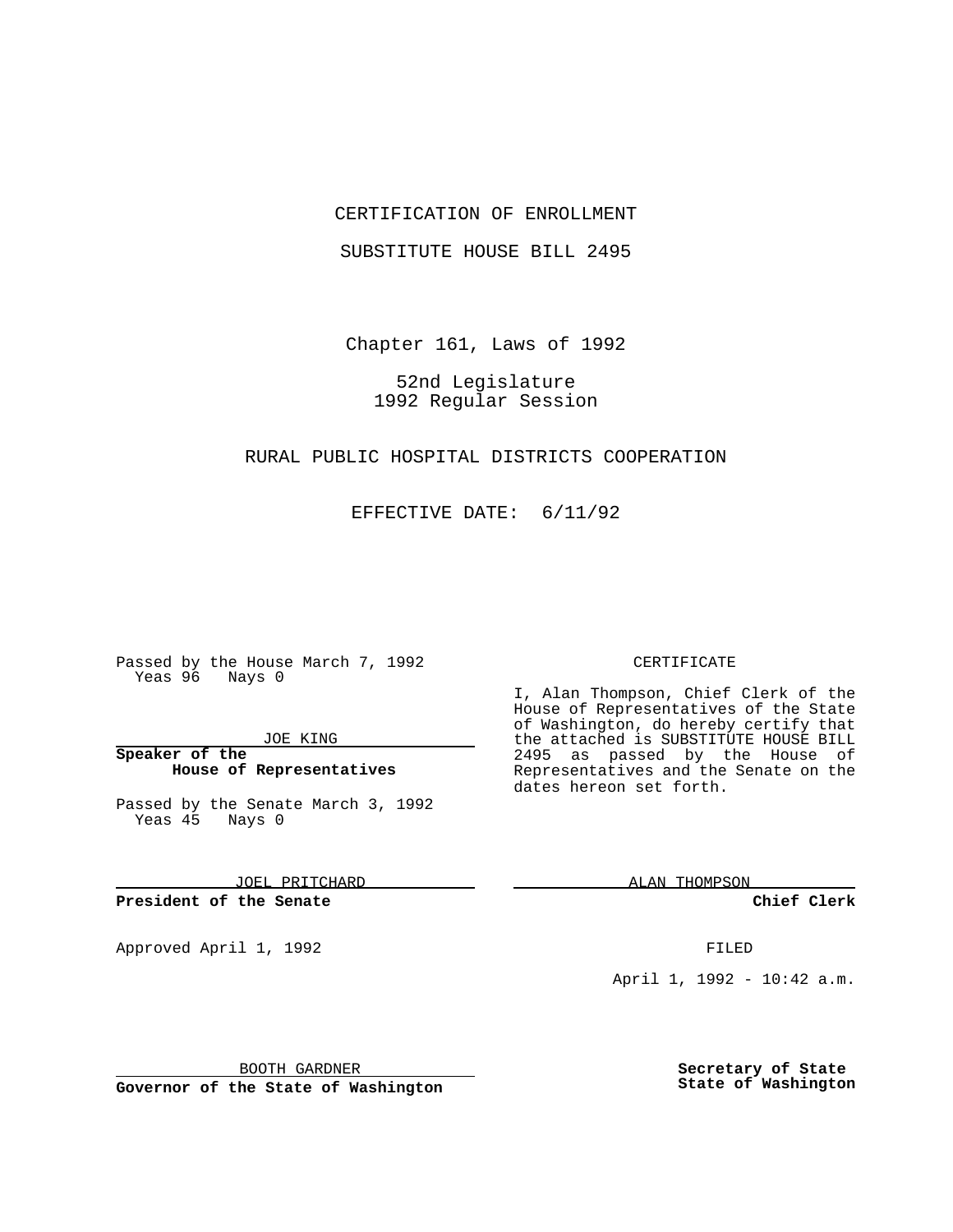CERTIFICATION OF ENROLLMENT

SUBSTITUTE HOUSE BILL 2495

Chapter 161, Laws of 1992

52nd Legislature
1992 Regular Session

RURAL PUBLIC HOSPITAL DISTRICTS COOPERATION

EFFECTIVE DATE: 6/11/92

Passed by the House March 7, 1992
Yeas 96 Nays 0

JOE KING

**Speaker of the House of Representatives**

Passed by the Senate March 3, 1992
Yeas 45 Nays 0

JOEL PRITCHARD

**President of the Senate**

Approved April 1, 1992

BOOTH GARDNER

**Governor of the State of Washington**

CERTIFICATE

I, Alan Thompson, Chief Clerk of the House of Representatives of the State of Washington, do hereby certify that the attached is SUBSTITUTE HOUSE BILL 2495 as passed by the House of Representatives and the Senate on the dates hereon set forth.

ALAN THOMPSON

**Chief Clerk**

FILED

April 1, 1992 - 10:42 a.m.

**Secretary of State State of Washington**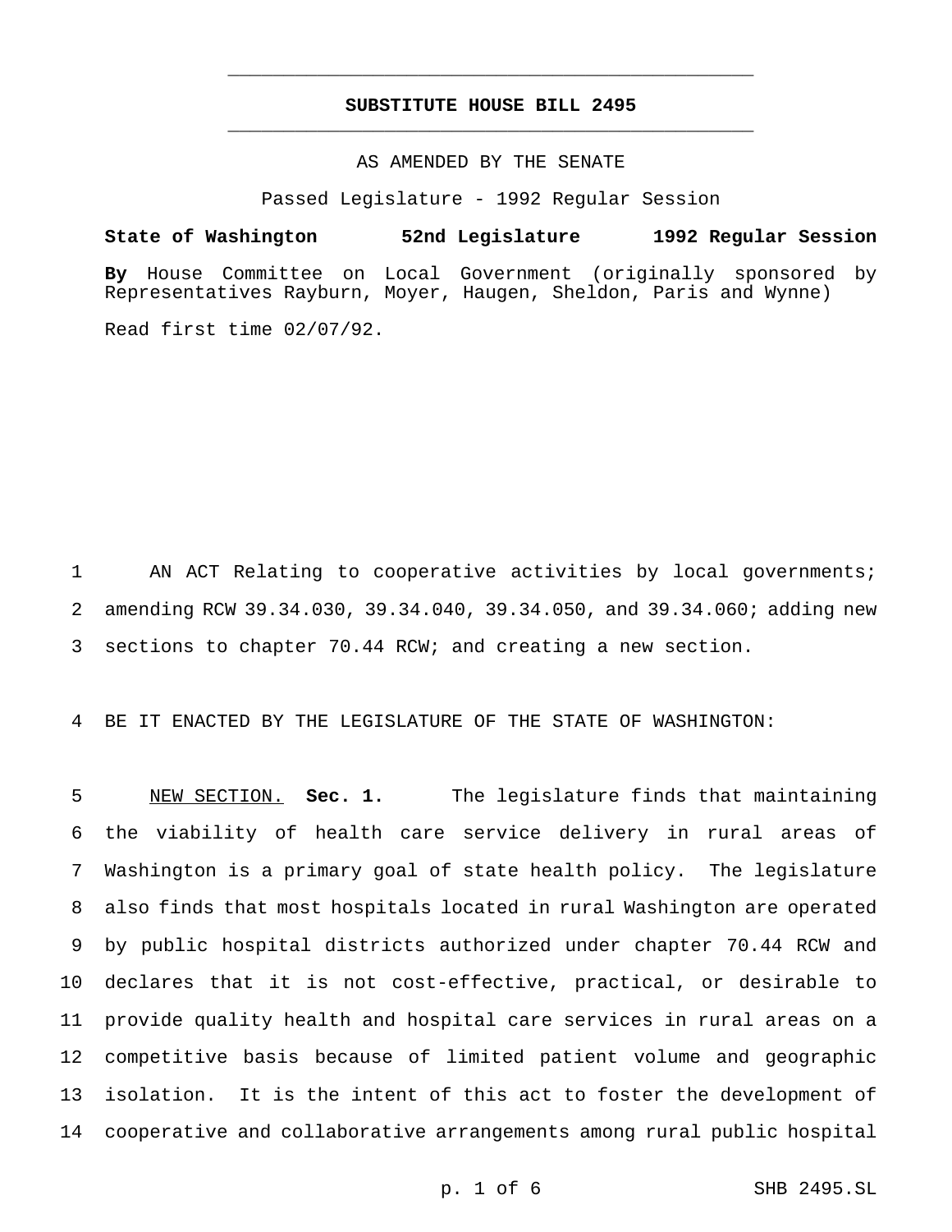SUBSTITUTE HOUSE BILL 2495

AS AMENDED BY THE SENATE

Passed Legislature - 1992 Regular Session

**State of Washington 52nd Legislature 1992 Regular Session**

**By** House Committee on Local Government (originally sponsored by Representatives Rayburn, Moyer, Haugen, Sheldon, Paris and Wynne)

Read first time 02/07/92.

AN ACT Relating to cooperative activities by local governments; amending RCW 39.34.030, 39.34.040, 39.34.050, and 39.34.060; adding new sections to chapter 70.44 RCW; and creating a new section.

BE IT ENACTED BY THE LEGISLATURE OF THE STATE OF WASHINGTON:

NEW SECTION. **Sec. 1.** The legislature finds that maintaining the viability of health care service delivery in rural areas of Washington is a primary goal of state health policy. The legislature also finds that most hospitals located in rural Washington are operated by public hospital districts authorized under chapter 70.44 RCW and declares that it is not cost-effective, practical, or desirable to provide quality health and hospital care services in rural areas on a competitive basis because of limited patient volume and geographic isolation. It is the intent of this act to foster the development of cooperative and collaborative arrangements among rural public hospital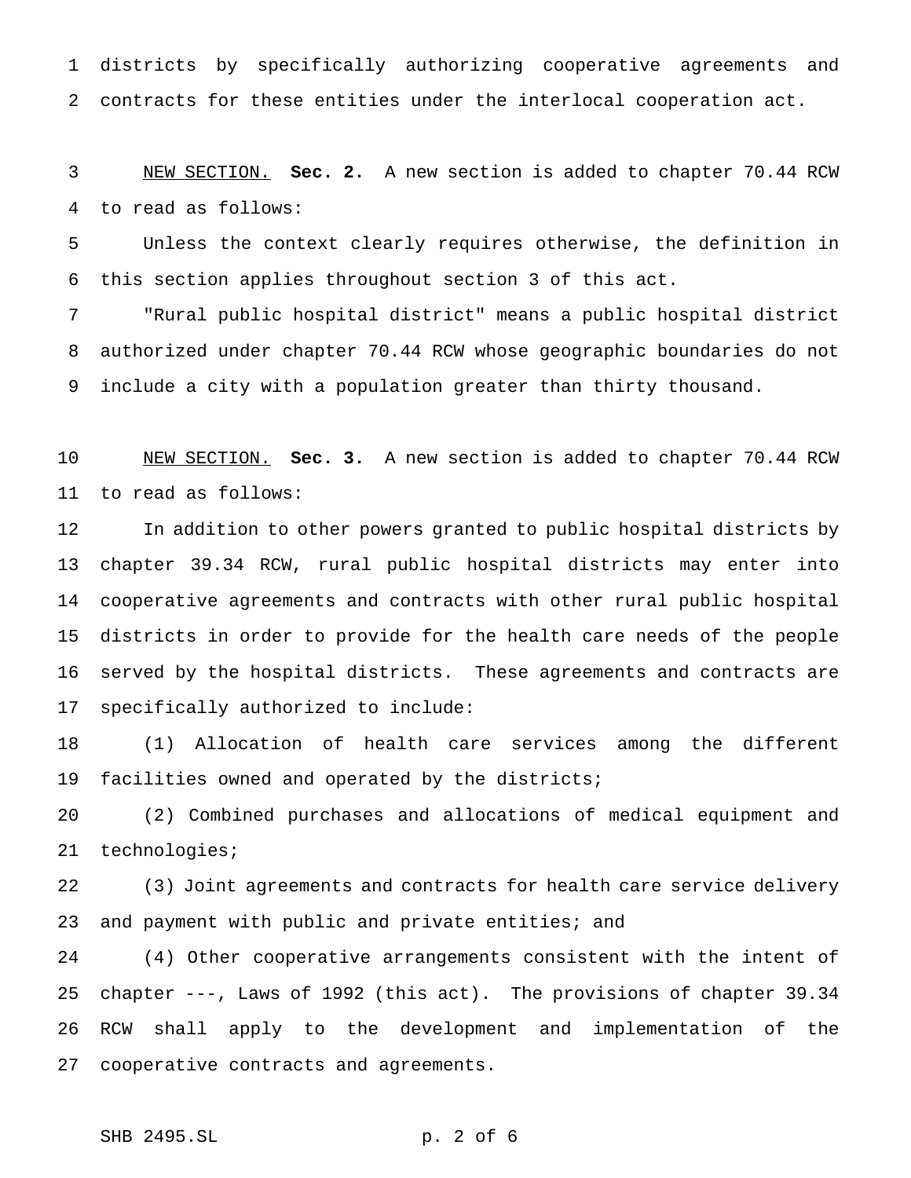districts by specifically authorizing cooperative agreements and contracts for these entities under the interlocal cooperation act.

NEW SECTION. **Sec. 2.** A new section is added to chapter 70.44 RCW to read as follows:

Unless the context clearly requires otherwise, the definition in this section applies throughout section 3 of this act.

"Rural public hospital district" means a public hospital district authorized under chapter 70.44 RCW whose geographic boundaries do not include a city with a population greater than thirty thousand.

NEW SECTION. **Sec. 3.** A new section is added to chapter 70.44 RCW to read as follows:

In addition to other powers granted to public hospital districts by chapter 39.34 RCW, rural public hospital districts may enter into cooperative agreements and contracts with other rural public hospital districts in order to provide for the health care needs of the people served by the hospital districts. These agreements and contracts are specifically authorized to include:

(1) Allocation of health care services among the different facilities owned and operated by the districts;

(2) Combined purchases and allocations of medical equipment and technologies;

(3) Joint agreements and contracts for health care service delivery and payment with public and private entities; and

(4) Other cooperative arrangements consistent with the intent of chapter ---, Laws of 1992 (this act). The provisions of chapter 39.34 RCW shall apply to the development and implementation of the cooperative contracts and agreements.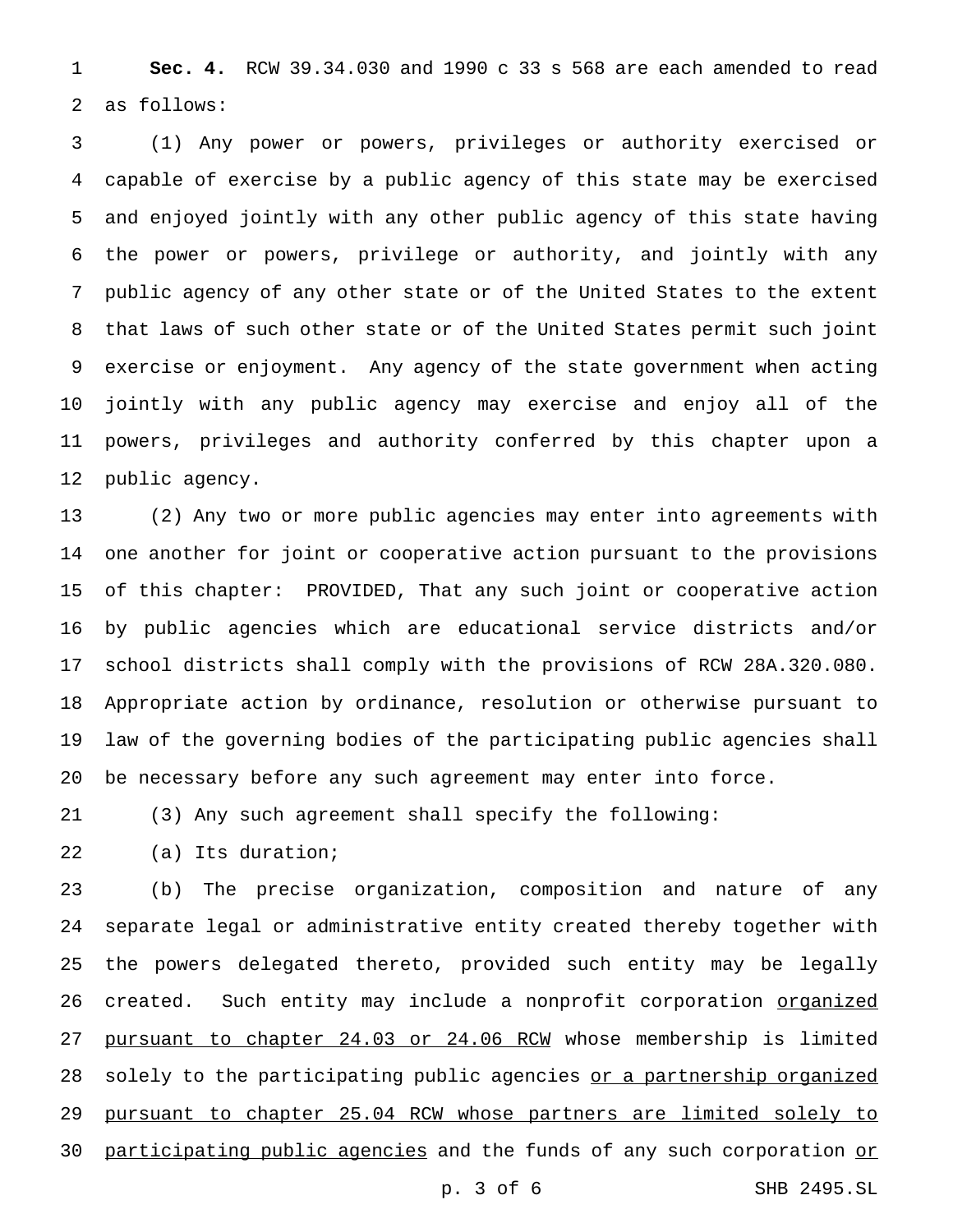**Sec. 4.** RCW 39.34.030 and 1990 c 33 s 568 are each amended to read as follows:

(1) Any power or powers, privileges or authority exercised or capable of exercise by a public agency of this state may be exercised and enjoyed jointly with any other public agency of this state having the power or powers, privilege or authority, and jointly with any public agency of any other state or of the United States to the extent that laws of such other state or of the United States permit such joint exercise or enjoyment. Any agency of the state government when acting jointly with any public agency may exercise and enjoy all of the powers, privileges and authority conferred by this chapter upon a public agency.

(2) Any two or more public agencies may enter into agreements with one another for joint or cooperative action pursuant to the provisions of this chapter: PROVIDED, That any such joint or cooperative action by public agencies which are educational service districts and/or school districts shall comply with the provisions of RCW 28A.320.080. Appropriate action by ordinance, resolution or otherwise pursuant to law of the governing bodies of the participating public agencies shall be necessary before any such agreement may enter into force.

(3) Any such agreement shall specify the following:

(a) Its duration;

(b) The precise organization, composition and nature of any separate legal or administrative entity created thereby together with the powers delegated thereto, provided such entity may be legally created. Such entity may include a nonprofit corporation <u>organized pursuant to chapter 24.03 or 24.06 RCW</u> whose membership is limited solely to the participating public agencies <u>or a partnership organized pursuant to chapter 25.04 RCW whose partners are limited solely to participating public agencies</u> and the funds of any such corporation <u>or</u>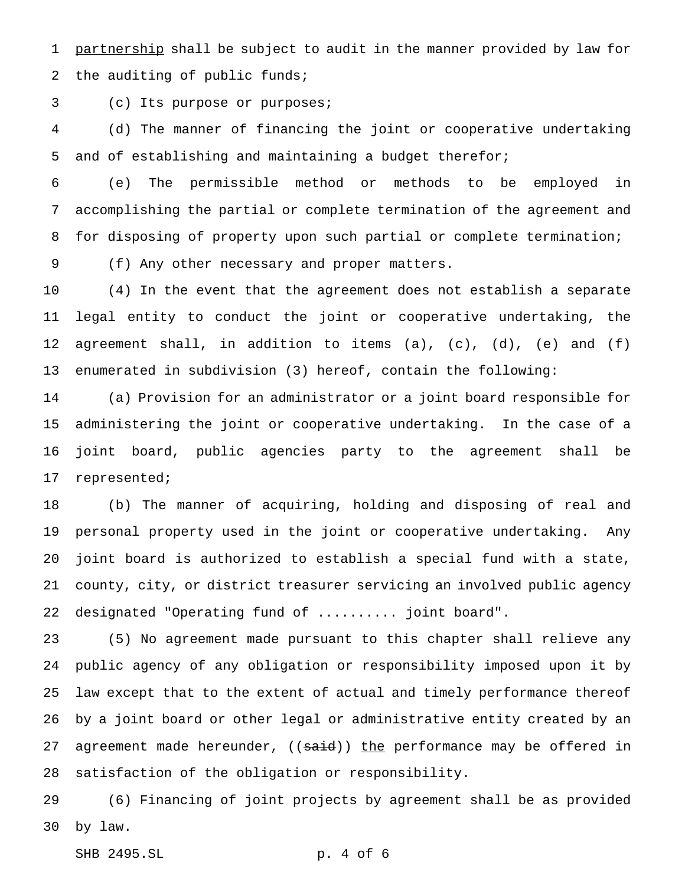partnership shall be subject to audit in the manner provided by law for the auditing of public funds;

(c) Its purpose or purposes;

(d) The manner of financing the joint or cooperative undertaking and of establishing and maintaining a budget therefor;

(e) The permissible method or methods to be employed in accomplishing the partial or complete termination of the agreement and for disposing of property upon such partial or complete termination;

(f) Any other necessary and proper matters.

(4) In the event that the agreement does not establish a separate legal entity to conduct the joint or cooperative undertaking, the agreement shall, in addition to items (a), (c), (d), (e) and (f) enumerated in subdivision (3) hereof, contain the following:

(a) Provision for an administrator or a joint board responsible for administering the joint or cooperative undertaking. In the case of a joint board, public agencies party to the agreement shall be represented;

(b) The manner of acquiring, holding and disposing of real and personal property used in the joint or cooperative undertaking. Any joint board is authorized to establish a special fund with a state, county, city, or district treasurer servicing an involved public agency designated "Operating fund of .......... joint board".

(5) No agreement made pursuant to this chapter shall relieve any public agency of any obligation or responsibility imposed upon it by law except that to the extent of actual and timely performance thereof by a joint board or other legal or administrative entity created by an agreement made hereunder, ((~~said~~)) <u>the</u> performance may be offered in satisfaction of the obligation or responsibility.

(6) Financing of joint projects by agreement shall be as provided by law.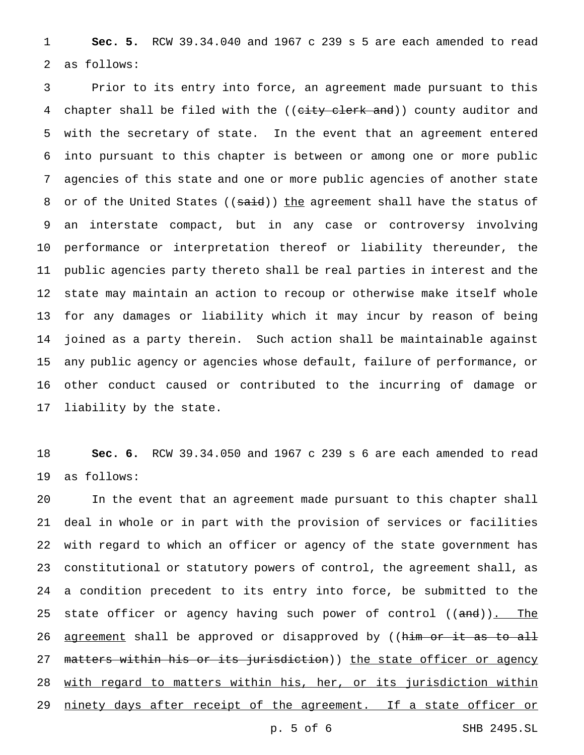**Sec. 5.** RCW 39.34.040 and 1967 c 239 s 5 are each amended to read as follows:

Prior to its entry into force, an agreement made pursuant to this chapter shall be filed with the ((~~city clerk and~~)) county auditor and with the secretary of state. In the event that an agreement entered into pursuant to this chapter is between or among one or more public agencies of this state and one or more public agencies of another state or of the United States ((~~said~~)) <u>the</u> agreement shall have the status of an interstate compact, but in any case or controversy involving performance or interpretation thereof or liability thereunder, the public agencies party thereto shall be real parties in interest and the state may maintain an action to recoup or otherwise make itself whole for any damages or liability which it may incur by reason of being joined as a party therein. Such action shall be maintainable against any public agency or agencies whose default, failure of performance, or other conduct caused or contributed to the incurring of damage or liability by the state.

**Sec. 6.** RCW 39.34.050 and 1967 c 239 s 6 are each amended to read as follows:

In the event that an agreement made pursuant to this chapter shall deal in whole or in part with the provision of services or facilities with regard to which an officer or agency of the state government has constitutional or statutory powers of control, the agreement shall, as a condition precedent to its entry into force, be submitted to the state officer or agency having such power of control ((~~and~~))<u>. The agreement</u> shall be approved or disapproved by ((~~him or it as to all matters within his or its jurisdiction~~)) <u>the state officer or agency with regard to matters within his, her, or its jurisdiction within ninety days after receipt of the agreement. If a state officer or</u>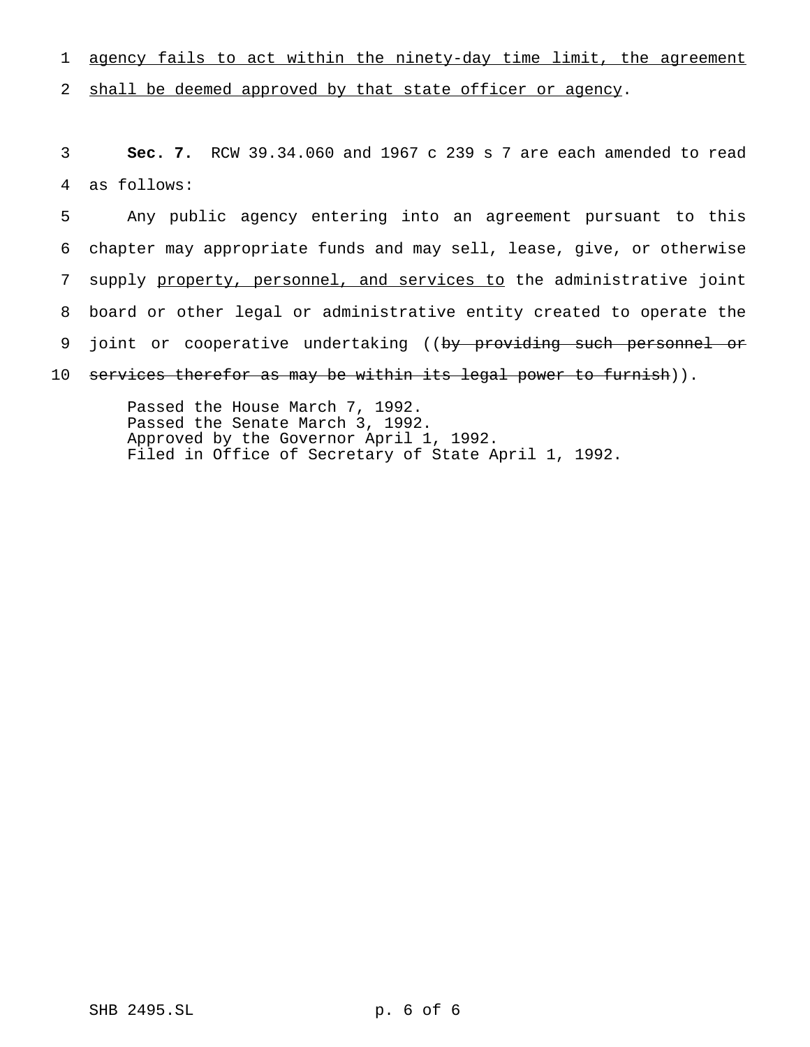agency fails to act within the ninety-day time limit, the agreement shall be deemed approved by that state officer or agency.

**Sec. 7.** RCW 39.34.060 and 1967 c 239 s 7 are each amended to read as follows:

Any public agency entering into an agreement pursuant to this chapter may appropriate funds and may sell, lease, give, or otherwise supply property, personnel, and services to the administrative joint board or other legal or administrative entity created to operate the joint or cooperative undertaking ((~~by providing such personnel or services therefor as may be within its legal power to furnish~~)).

Passed the House March 7, 1992.
Passed the Senate March 3, 1992.
Approved by the Governor April 1, 1992.
Filed in Office of Secretary of State April 1, 1992.